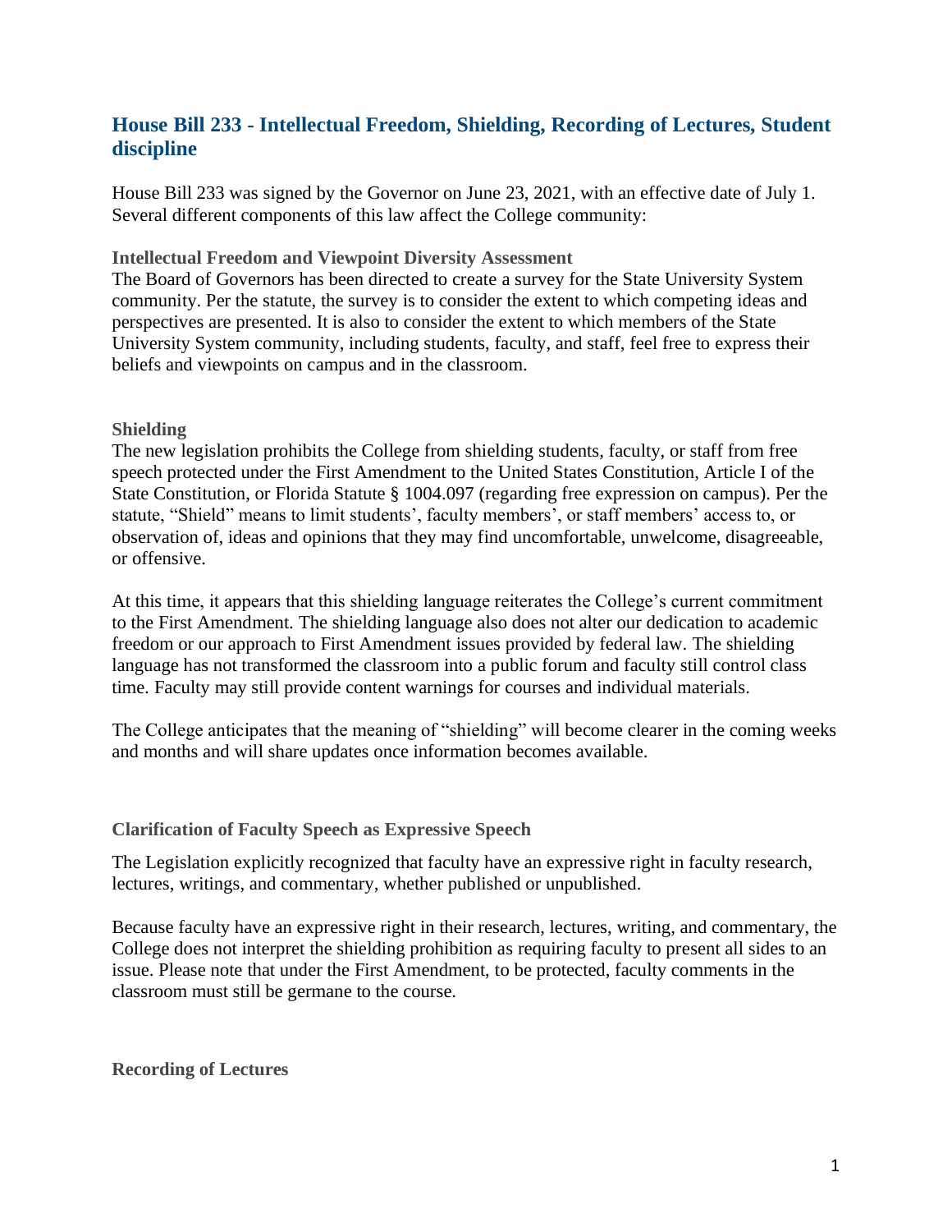## House Bill 233 - Intellectual Freedom, Shielding, Recording of Lectures, Student discipline

House Bill 233 was signed by the Governor on June 23, 2021, with an effective date of July 1. Several different components of this law affect the College community:

### Intellectual Freedom and Viewpoint Diversity Assessment

The Board of Governors has been directed to create a survey for the State University System community. Per the statute, the survey is to consider the extent to which competing ideas and perspectives are presented. It is also to consider the extent to which members of the State University System community, including students, faculty, and staff, feel free to express their beliefs and viewpoints on campus and in the classroom.

### Shielding

The new legislation prohibits the College from shielding students, faculty, or staff from free speech protected under the First Amendment to the United States Constitution, Article I of the State Constitution, or Florida Statute § 1004.097 (regarding free expression on campus). Per the statute, "Shield" means to limit students', faculty members', or staff members' access to, or observation of, ideas and opinions that they may find uncomfortable, unwelcome, disagreeable, or offensive.

At this time, it appears that this shielding language reiterates the College's current commitment to the First Amendment. The shielding language also does not alter our dedication to academic freedom or our approach to First Amendment issues provided by federal law. The shielding language has not transformed the classroom into a public forum and faculty still control class time. Faculty may still provide content warnings for courses and individual materials.

The College anticipates that the meaning of "shielding" will become clearer in the coming weeks and months and will share updates once information becomes available.

### Clarification of Faculty Speech as Expressive Speech

The Legislation explicitly recognized that faculty have an expressive right in faculty research, lectures, writings, and commentary, whether published or unpublished.

Because faculty have an expressive right in their research, lectures, writing, and commentary, the College does not interpret the shielding prohibition as requiring faculty to present all sides to an issue. Please note that under the First Amendment, to be protected, faculty comments in the classroom must still be germane to the course.

### Recording of Lectures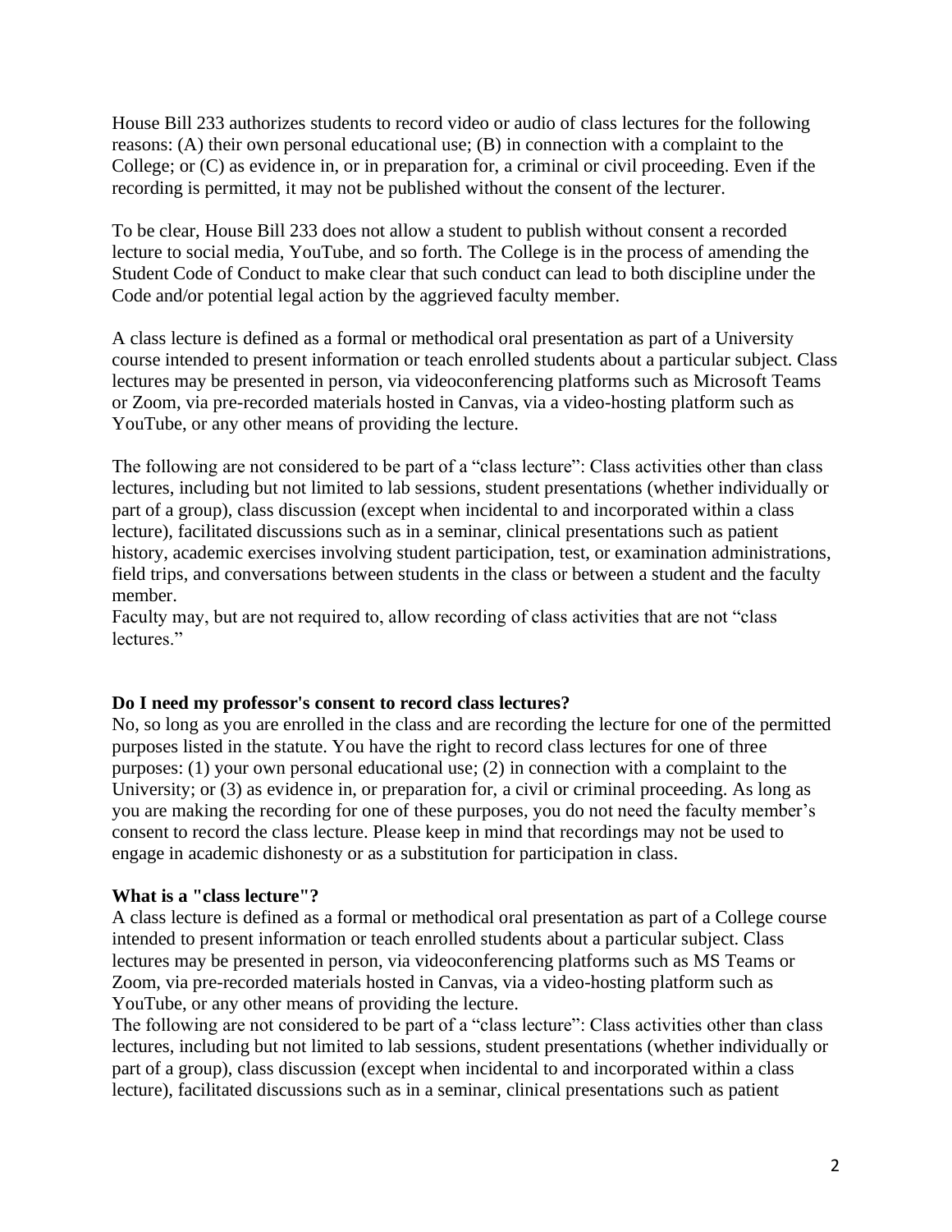House Bill 233 authorizes students to record video or audio of class lectures for the following reasons: (A) their own personal educational use; (B) in connection with a complaint to the College; or (C) as evidence in, or in preparation for, a criminal or civil proceeding. Even if the recording is permitted, it may not be published without the consent of the lecturer.

To be clear, House Bill 233 does not allow a student to publish without consent a recorded lecture to social media, YouTube, and so forth. The College is in the process of amending the Student Code of Conduct to make clear that such conduct can lead to both discipline under the Code and/or potential legal action by the aggrieved faculty member.

A class lecture is defined as a formal or methodical oral presentation as part of a University course intended to present information or teach enrolled students about a particular subject. Class lectures may be presented in person, via videoconferencing platforms such as Microsoft Teams or Zoom, via pre-recorded materials hosted in Canvas, via a video-hosting platform such as YouTube, or any other means of providing the lecture.

The following are not considered to be part of a "class lecture": Class activities other than class lectures, including but not limited to lab sessions, student presentations (whether individually or part of a group), class discussion (except when incidental to and incorporated within a class lecture), facilitated discussions such as in a seminar, clinical presentations such as patient history, academic exercises involving student participation, test, or examination administrations, field trips, and conversations between students in the class or between a student and the faculty member.

Faculty may, but are not required to, allow recording of class activities that are not "class lectures."

**Do I need my professor's consent to record class lectures?**

No, so long as you are enrolled in the class and are recording the lecture for one of the permitted purposes listed in the statute. You have the right to record class lectures for one of three purposes: (1) your own personal educational use; (2) in connection with a complaint to the University; or (3) as evidence in, or preparation for, a civil or criminal proceeding. As long as you are making the recording for one of these purposes, you do not need the faculty member's consent to record the class lecture. Please keep in mind that recordings may not be used to engage in academic dishonesty or as a substitution for participation in class.

**What is a "class lecture"?**

A class lecture is defined as a formal or methodical oral presentation as part of a College course intended to present information or teach enrolled students about a particular subject. Class lectures may be presented in person, via videoconferencing platforms such as MS Teams or Zoom, via pre-recorded materials hosted in Canvas, via a video-hosting platform such as YouTube, or any other means of providing the lecture.

The following are not considered to be part of a "class lecture": Class activities other than class lectures, including but not limited to lab sessions, student presentations (whether individually or part of a group), class discussion (except when incidental to and incorporated within a class lecture), facilitated discussions such as in a seminar, clinical presentations such as patient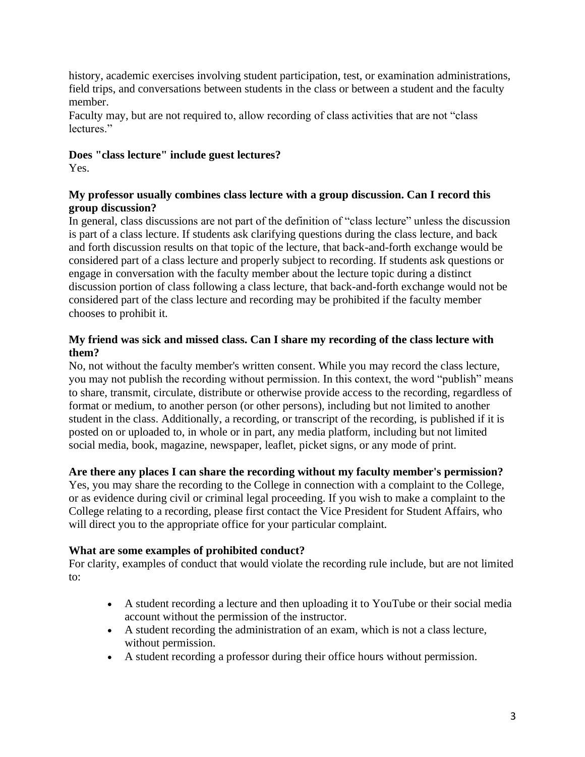history, academic exercises involving student participation, test, or examination administrations, field trips, and conversations between students in the class or between a student and the faculty member.

Faculty may, but are not required to, allow recording of class activities that are not "class lectures."

**Does "class lecture" include guest lectures?**

Yes.

**My professor usually combines class lecture with a group discussion. Can I record this group discussion?**

In general, class discussions are not part of the definition of "class lecture" unless the discussion is part of a class lecture. If students ask clarifying questions during the class lecture, and back and forth discussion results on that topic of the lecture, that back-and-forth exchange would be considered part of a class lecture and properly subject to recording. If students ask questions or engage in conversation with the faculty member about the lecture topic during a distinct discussion portion of class following a class lecture, that back-and-forth exchange would not be considered part of the class lecture and recording may be prohibited if the faculty member chooses to prohibit it.

**My friend was sick and missed class. Can I share my recording of the class lecture with them?**

No, not without the faculty member's written consent. While you may record the class lecture, you may not publish the recording without permission. In this context, the word "publish" means to share, transmit, circulate, distribute or otherwise provide access to the recording, regardless of format or medium, to another person (or other persons), including but not limited to another student in the class. Additionally, a recording, or transcript of the recording, is published if it is posted on or uploaded to, in whole or in part, any media platform, including but not limited social media, book, magazine, newspaper, leaflet, picket signs, or any mode of print.

**Are there any places I can share the recording without my faculty member's permission?**

Yes, you may share the recording to the College in connection with a complaint to the College, or as evidence during civil or criminal legal proceeding. If you wish to make a complaint to the College relating to a recording, please first contact the Vice President for Student Affairs, who will direct you to the appropriate office for your particular complaint.

**What are some examples of prohibited conduct?**

For clarity, examples of conduct that would violate the recording rule include, but are not limited to:

- A student recording a lecture and then uploading it to YouTube or their social media account without the permission of the instructor.
- A student recording the administration of an exam, which is not a class lecture, without permission.
- A student recording a professor during their office hours without permission.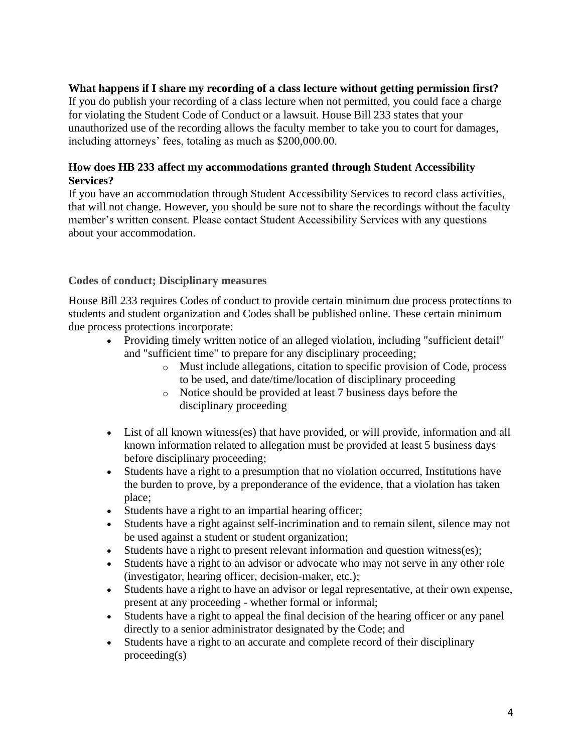**What happens if I share my recording of a class lecture without getting permission first?**

If you do publish your recording of a class lecture when not permitted, you could face a charge for violating the Student Code of Conduct or a lawsuit. House Bill 233 states that your unauthorized use of the recording allows the faculty member to take you to court for damages, including attorneys' fees, totaling as much as $200,000.00.

**How does HB 233 affect my accommodations granted through Student Accessibility Services?**

If you have an accommodation through Student Accessibility Services to record class activities, that will not change. However, you should be sure not to share the recordings without the faculty member's written consent. Please contact Student Accessibility Services with any questions about your accommodation.

### Codes of conduct; Disciplinary measures

House Bill 233 requires Codes of conduct to provide certain minimum due process protections to students and student organization and Codes shall be published online. These certain minimum due process protections incorporate:

- Providing timely written notice of an alleged violation, including "sufficient detail" and "sufficient time" to prepare for any disciplinary proceeding;
  - Must include allegations, citation to specific provision of Code, process to be used, and date/time/location of disciplinary proceeding
  - Notice should be provided at least 7 business days before the disciplinary proceeding
- List of all known witness(es) that have provided, or will provide, information and all known information related to allegation must be provided at least 5 business days before disciplinary proceeding;
- Students have a right to a presumption that no violation occurred, Institutions have the burden to prove, by a preponderance of the evidence, that a violation has taken place;
- Students have a right to an impartial hearing officer;
- Students have a right against self-incrimination and to remain silent, silence may not be used against a student or student organization;
- Students have a right to present relevant information and question witness(es);
- Students have a right to an advisor or advocate who may not serve in any other role (investigator, hearing officer, decision-maker, etc.);
- Students have a right to have an advisor or legal representative, at their own expense, present at any proceeding - whether formal or informal;
- Students have a right to appeal the final decision of the hearing officer or any panel directly to a senior administrator designated by the Code; and
- Students have a right to an accurate and complete record of their disciplinary proceeding(s)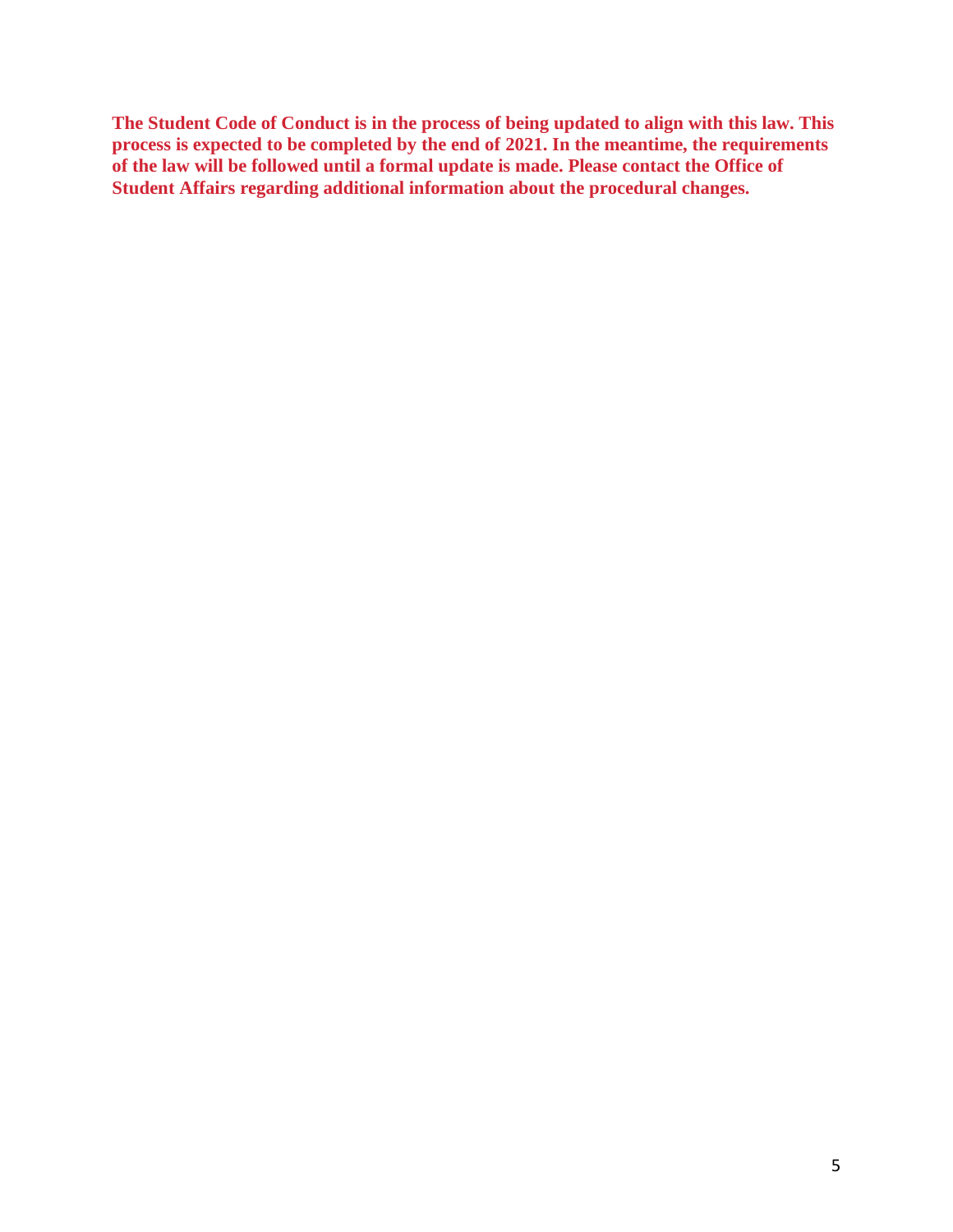**The Student Code of Conduct is in the process of being updated to align with this law. This process is expected to be completed by the end of 2021. In the meantime, the requirements of the law will be followed until a formal update is made. Please contact the Office of Student Affairs regarding additional information about the procedural changes.**